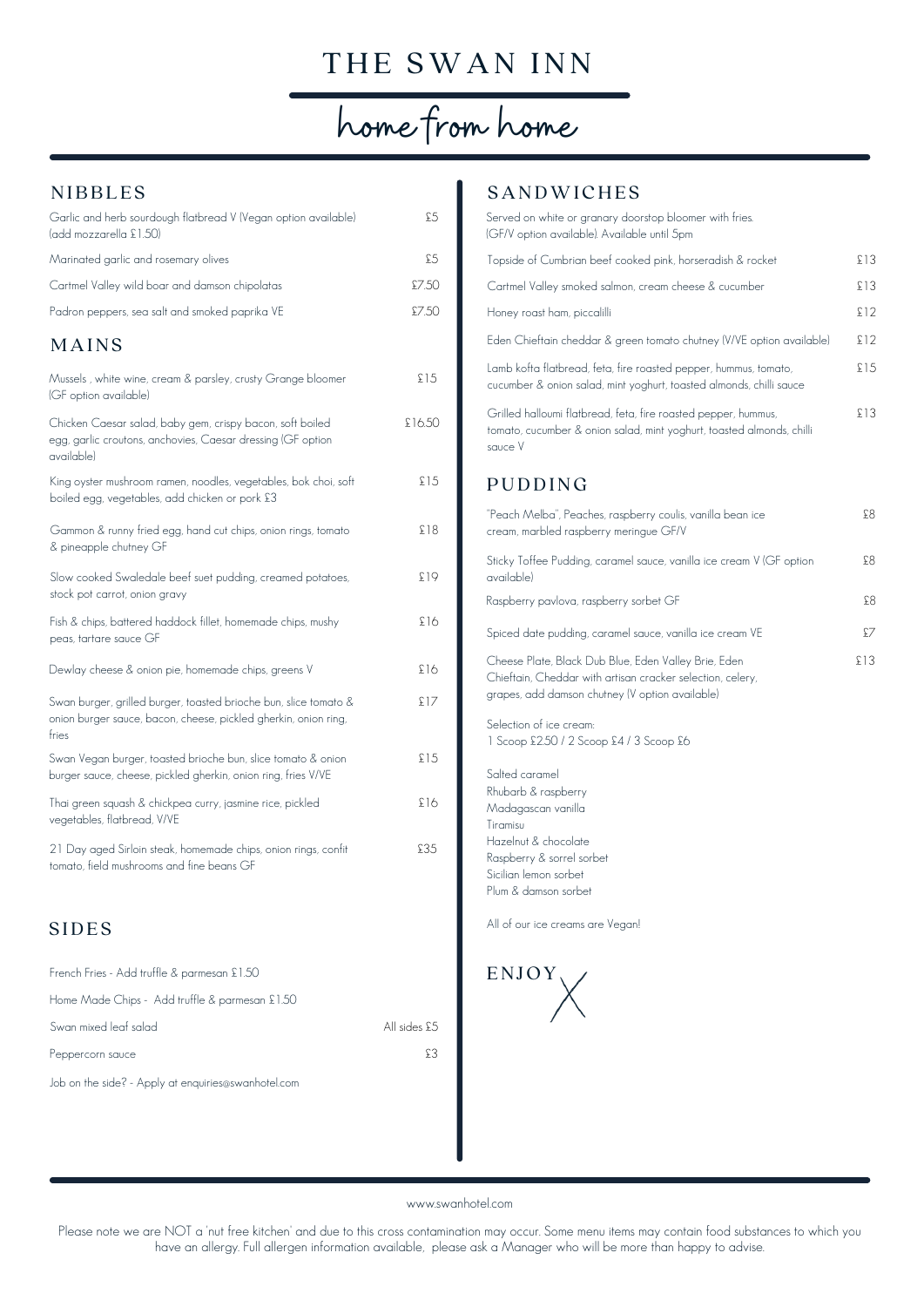# THE SWAN INN

## home from home

## NIBBLES

| Item | Price |
|---|---|
| Garlic and herb sourdough flatbread V (Vegan option available) (add mozzarella £1.50) | £5 |
| Marinated garlic and rosemary olives | £5 |
| Cartmel Valley wild boar and damson chipolatas | £7.50 |
| Padron peppers, sea salt and smoked paprika VE | £7.50 |

## MAINS

| Item | Price |
|---|---|
| Mussels , white wine, cream & parsley, crusty Grange bloomer (GF option available) | £15 |
| Chicken Caesar salad, baby gem, crispy bacon, soft boiled egg, garlic croutons, anchovies, Caesar dressing (GF option available) | £16.50 |
| King oyster mushroom ramen, noodles, vegetables, bok choi, soft boiled egg, vegetables, add chicken or pork £3 | £15 |
| Gammon & runny fried egg, hand cut chips, onion rings, tomato & pineapple chutney GF | £18 |
| Slow cooked Swaledale beef suet pudding, creamed potatoes, stock pot carrot, onion gravy | £19 |
| Fish & chips, battered haddock fillet, homemade chips, mushy peas, tartare sauce GF | £16 |
| Dewlay cheese & onion pie, homemade chips, greens V | £16 |
| Swan burger, grilled burger, toasted brioche bun, slice tomato & onion burger sauce, bacon, cheese, pickled gherkin, onion ring, fries | £17 |
| Swan Vegan burger, toasted brioche bun, slice tomato & onion burger sauce, cheese, pickled gherkin, onion ring, fries V/VE | £15 |
| Thai green squash & chickpea curry, jasmine rice, pickled vegetables, flatbread, V/VE | £16 |
| 21 Day aged Sirloin steak, homemade chips, onion rings, confit tomato, field mushrooms and fine beans GF | £35 |

## SIDES

| Item | Price |
|---|---|
| French Fries - Add truffle & parmesan £1.50 | |
| Home Made Chips - Add truffle & parmesan £1.50 | |
| Swan mixed leaf salad | All sides £5 |
| Peppercorn sauce | £3 |

Job on the side? - Apply at enquiries@swanhotel.com

## SANDWICHES

Served on white or granary doorstop bloomer with fries.
(GF/V option available). Available until 5pm

| Item | Price |
|---|---|
| Topside of Cumbrian beef cooked pink, horseradish & rocket | £13 |
| Cartmel Valley smoked salmon, cream cheese & cucumber | £13 |
| Honey roast ham, piccalilli | £12 |
| Eden Chieftain cheddar & green tomato chutney (V/VE option available) | £12 |
| Lamb kofta flatbread, feta, fire roasted pepper, hummus, tomato, cucumber & onion salad, mint yoghurt, toasted almonds, chilli sauce | £15 |
| Grilled halloumi flatbread, feta, fire roasted pepper, hummus, tomato, cucumber & onion salad, mint yoghurt, toasted almonds, chilli sauce V | £13 |

## PUDDING

| Item | Price |
|---|---|
| "Peach Melba", Peaches, raspberry coulis, vanilla bean ice cream, marbled raspberry meringue GF/V | £8 |
| Sticky Toffee Pudding, caramel sauce, vanilla ice cream V (GF option available) | £8 |
| Raspberry pavlova, raspberry sorbet GF | £8 |
| Spiced date pudding, caramel sauce, vanilla ice cream VE | £7 |
| Cheese Plate, Black Dub Blue, Eden Valley Brie, Eden Chieftain, Cheddar with artisan cracker selection, celery, grapes, add damson chutney (V option available) | £13 |

Selection of ice cream:
1 Scoop £2.50 / 2 Scoop £4 / 3 Scoop £6

- Salted caramel
- Rhubarb & raspberry
- Madagascan vanilla
- Tiramisu
- Hazelnut & chocolate
- Raspberry & sorrel sorbet
- Sicilian lemon sorbet
- Plum & damson sorbet

All of our ice creams are Vegan!

ENJOY X

www.swanhotel.com

Please note we are NOT a 'nut free kitchen' and due to this cross contamination may occur. Some menu items may contain food substances to which you have an allergy. Full allergen information available, please ask a Manager who will be more than happy to advise.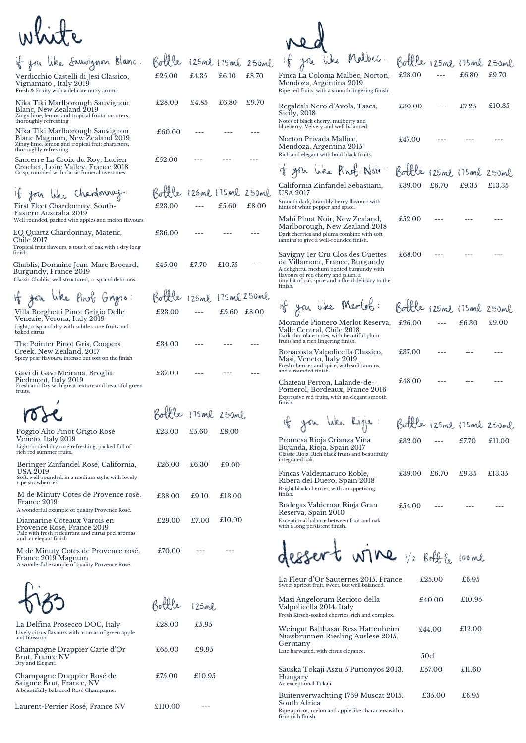# white

| if you like Sauvignon Blanc: | Bottle | 125ml | 175ml | 250ml |
| --- | --- | --- | --- | --- |
| Verdicchio Castelli di Jesi Classico, Vignamato , Italy 2019<br>Fresh & Fruity with a delicate nutty aroma. | £25.00 | £4.35 | £6.10 | £8.70 |
| Nika Tiki Marlborough Sauvignon Blanc, New Zealand 2019<br>Zingy lime, lemon and tropical fruit characters, thoroughly refreshing | £28.00 | £4.85 | £6.80 | £9.70 |
| Nika Tiki Marlborough Sauvignon Blanc Magnum, New Zealand 2019<br>Zingy lime, lemon and tropical fruit characters, thoroughly refreshing | £60.00 | --- | --- | --- |
| Sancerre La Croix du Roy, Lucien Crochet, Loire Valley, France 2018<br>Crisp, rounded with classic mineral overtones. | £52.00 | --- | --- | --- |

| if you like Chardonnay: | Bottle | 125ml | 175ml | 250ml |
| --- | --- | --- | --- | --- |
| First Fleet Chardonnay, South-Eastern Australia 2019<br>Well rounded, packed with apples and melon flavours. | £23.00 | --- | £5.60 | £8.00 |
| EQ Quartz Chardonnay, Matetic, Chile 2017<br>Tropical fruit flavours, a touch of oak with a dry long finish. | £36.00 | --- | --- | --- |
| Chablis, Domaine Jean-Marc Brocard, Burgundy, France 2019<br>Classic Chablis, well structured, crisp and delicious. | £45.00 | £7.70 | £10.75 | --- |

| if you like Pinot Grigio: | Bottle | 125ml | 175ml | 250ml |
| --- | --- | --- | --- | --- |
| Villa Borghetti Pinot Grigio Delle Venezie, Verona, Italy 2019<br>Light, crisp and dry with subtle stone fruits and baked citrus | £23.00 | --- | £5.60 | £8.00 |
| The Pointer Pinot Gris, Coopers Creek, New Zealand, 2017<br>Spicy pear flavours, intense but soft on the finish. | £34.00 | --- | --- | --- |
| Gavi di Gavi Meirana, Broglia, Piedmont, Italy 2019<br>Fresh and Dry with great texture and beautiful green fruits. | £37.00 | --- | --- | --- |

# rosé

| | Bottle | 175ml | 250ml |
| --- | --- | --- | --- |
| Poggio Alto Pinot Grigio Rosé Veneto, Italy 2019<br>Light-bodied dry rosé refreshing, packed full of rich red summer fruits. | £23.00 | £5.60 | £8.00 |
| Beringer Zinfandel Rosé, California, USA 2019<br>Soft, well-rounded, in a medium style, with lovely ripe strawberries. | £26.00 | £6.30 | £9.00 |
| M de Minuty Cotes de Provence rosé, France 2019<br>A wonderful example of quality Provence Rosé. | £38.00 | £9.10 | £13.00 |
| Diamarine Côteaux Varois en Provence Rosé, France 2019<br>Pale with fresh redcurrant and citrus peel aromas and an elegant finish | £29.00 | £7.00 | £10.00 |
| M de Minuty Cotes de Provence rosé, France 2019 Magnum<br>A wonderful example of quality Provence Rosé. | £70.00 | --- | --- |

# fizz

| | Bottle | 125ml |
| --- | --- | --- |
| La Delfina Prosecco DOC, Italy<br>Lively citrus flavours with aromas of green apple and blossom | £28.00 | £5.95 |
| Champagne Drappier Carte d'Or Brut, France NV<br>Dry and Elegant. | £65.00 | £9.95 |
| Champagne Drappier Rosé de Saignee Brut, France, NV<br>A beautifully balanced Rosé Champagne. | £75.00 | £10.95 |
| Laurent-Perrier Rosé, France NV | £110.00 | --- |

# red

| if you like Malbec: | Bottle | 125ml | 175ml | 250ml |
| --- | --- | --- | --- | --- |
| Finca La Colonia Malbec, Norton, Mendoza, Argentina 2019<br>Ripe red fruits, with a smooth lingering finish. | £28.00 | --- | £6.80 | £9.70 |
| Regaleali Nero d'Avola, Tasca, Sicily, 2018<br>Notes of black cherry, mulberry and blueberry. Velvety and well balanced. | £30.00 | --- | £7.25 | £10.35 |
| Norton Privada Malbec, Mendoza, Argentina 2015<br>Rich and elegant with bold black fruits. | £47.00 | --- | --- | --- |

| if you like Pinot Noir: | Bottle | 125ml | 175ml | 250ml |
| --- | --- | --- | --- | --- |
| California Zinfandel Sebastiani, USA 2017<br>Smooth dark, brambly berry flavours with hints of white pepper and spice. | £39.00 | £6.70 | £9.35 | £13.35 |
| Mahi Pinot Noir, New Zealand, Marlborough, New Zealand 2018<br>Dark cherries and plums combine with soft tannins to give a well-rounded finish. | £52.00 | --- | --- | --- |
| Savigny 1er Cru Clos des Guettes de Villamont, France, Burgundy<br>A delightful medium bodied burgundy with flavours of red cherry and plum, a tiny bit of oak spice and a floral delicacy to the finish. | £68.00 | --- | --- | --- |

| if you like Merlot: | Bottle | 125ml | 175ml | 250ml |
| --- | --- | --- | --- | --- |
| Morande Pionero Merlot Reserva, Valle Central, Chile 2018<br>Dark chocolate notes, with beautiful plum fruits and a rich lingering finish. | £26.00 | --- | £6.30 | £9.00 |
| Bonacosta Valpolicella Classico, Masi, Veneto, Italy 2019<br>Fresh cherries and spice, with soft tannins and a rounded finish. | £37.00 | --- | --- | --- |
| Chateau Perron, Lalande-de-Pomerol, Bordeaux, France 2016<br>Expressive red fruits, with an elegant smooth finish. | £48.00 | --- | --- | --- |

| if you like Rioja: | Bottle | 125ml | 175ml | 250ml |
| --- | --- | --- | --- | --- |
| Promesa Rioja Crianza Vina Bujanda, Rioja, Spain 2017<br>Classic Rioja. Rich black fruits and beautifully integrated oak. | £32.00 | --- | £7.70 | £11.00 |
| Fincas Valdemacuco Roble, Ribera del Duero, Spain 2018<br>Bright black cherries, with an appetising finish. | £39.00 | £6.70 | £9.35 | £13.35 |
| Bodegas Valdemar Rioja Gran Reserva, Spain 2010<br>Exceptional balance between fruit and oak with a long persistent finish. | £54.00 | --- | --- | --- |

# dessert wine

| | 1/2 Bottle | 100ml |
| --- | --- | --- |
| La Fleur d'Or Sauternes 2015. France<br>Sweet apricot fruit, sweet, but well balanced. | £25.00 | £6.95 |
| Masi Angelorum Recioto della Valpolicella 2014. Italy<br>Fresh Kirsch-soaked cherries, rich and complex. | £40.00 | £10.95 |
| Weingut Balthasar Ress Hattenheim Nussbrunnen Riesling Auslese 2015. Germany<br>Late harvested, with citrus elegance. | £44.00 | £12.00 |
| | 50cl | |
| Sauska Tokaji Aszu 5 Puttonyos 2013. Hungary<br>An exceptional Tokaji! | £57.00 | £11.60 |
| Buitenverwachting 1769 Muscat 2015. South Africa<br>Ripe apricot, melon and apple like characters with a firm rich finish. | £35.00 | £6.95 |